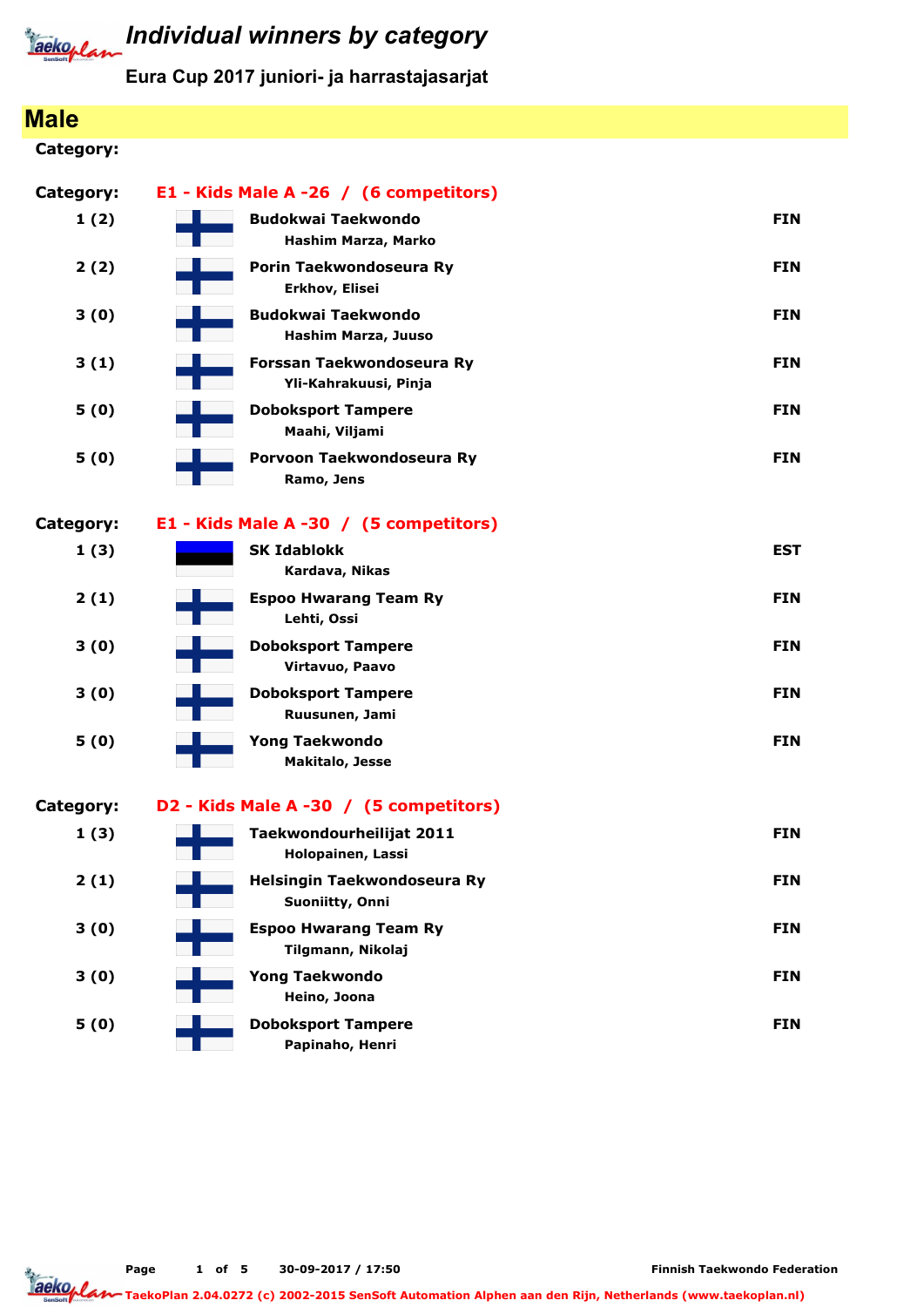# Individual winners by category

**Eura Cup 2017 juniori- ja harrastajasarjat**

## Male

**Category:**

**Category: E1 - Kids Male A -26 / (6 competitors)**

| Place | Club / Name | Country |
|---|---|---|
| 1 (2) | **Budokwai Taekwondo**<br>Hashim Marza, Marko | FIN |
| 2 (2) | **Porin Taekwondoseura Ry**<br>Erkhov, Elisei | FIN |
| 3 (0) | **Budokwai Taekwondo**<br>Hashim Marza, Juuso | FIN |
| 3 (1) | **Forssan Taekwondoseura Ry**<br>Yli-Kahrakuusi, Pinja | FIN |
| 5 (0) | **Doboksport Tampere**<br>Maahi, Viljami | FIN |
| 5 (0) | **Porvoon Taekwondoseura Ry**<br>Ramo, Jens | FIN |

**Category: E1 - Kids Male A -30 / (5 competitors)**

| Place | Club / Name | Country |
|---|---|---|
| 1 (3) | **SK Idablokk**<br>Kardava, Nikas | EST |
| 2 (1) | **Espoo Hwarang Team Ry**<br>Lehti, Ossi | FIN |
| 3 (0) | **Doboksport Tampere**<br>Virtavuo, Paavo | FIN |
| 3 (0) | **Doboksport Tampere**<br>Ruusunen, Jami | FIN |
| 5 (0) | **Yong Taekwondo**<br>Makitalo, Jesse | FIN |

**Category: D2 - Kids Male A -30 / (5 competitors)**

| Place | Club / Name | Country |
|---|---|---|
| 1 (3) | **Taekwondourheilijat 2011**<br>Holopainen, Lassi | FIN |
| 2 (1) | **Helsingin Taekwondoseura Ry**<br>Suoniitty, Onni | FIN |
| 3 (0) | **Espoo Hwarang Team Ry**<br>Tilgmann, Nikolaj | FIN |
| 3 (0) | **Yong Taekwondo**<br>Heino, Joona | FIN |
| 5 (0) | **Doboksport Tampere**<br>Papinaho, Henri | FIN |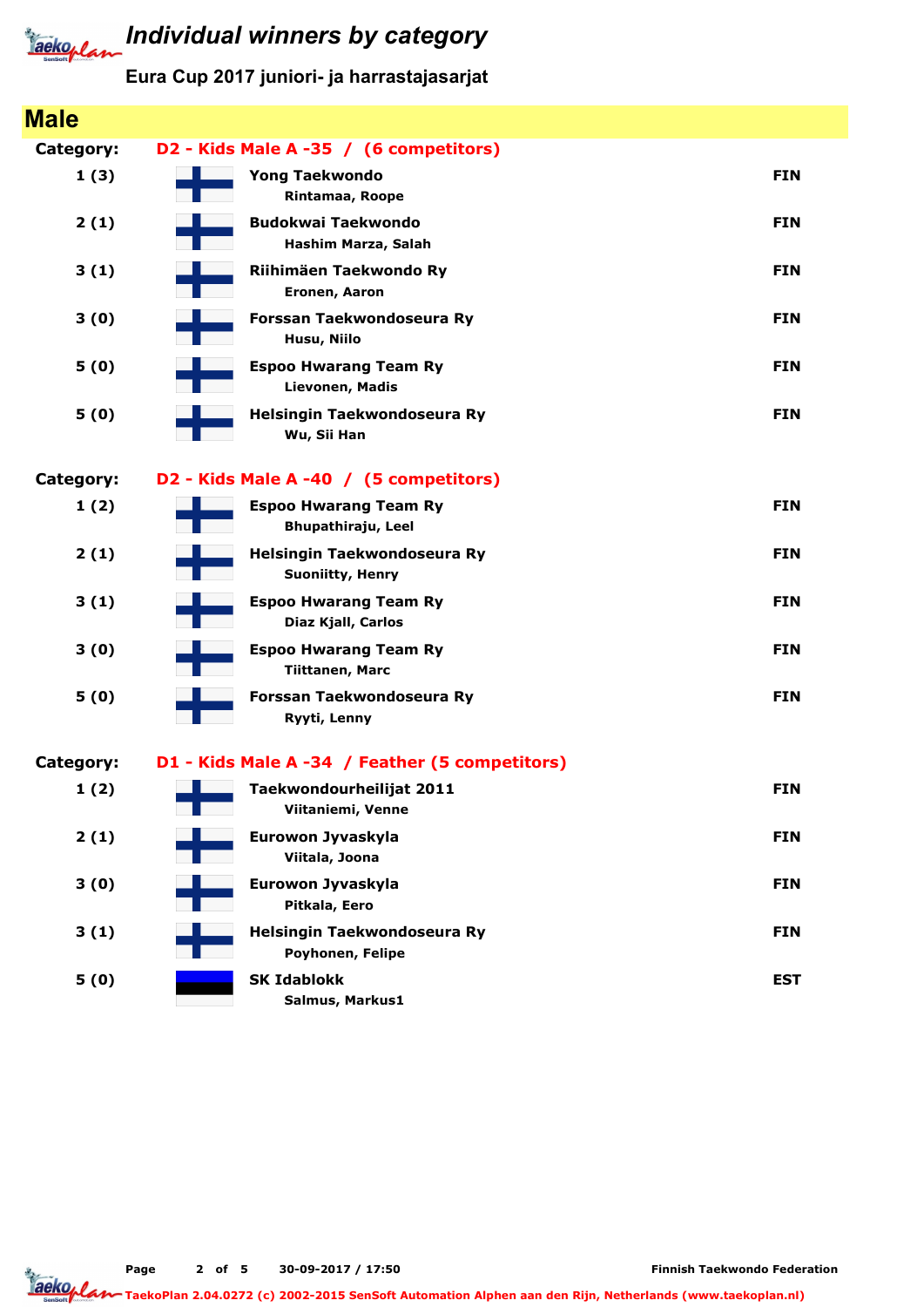# Individual winners by category

Eura Cup 2017 juniori- ja harrastajasarjat

## Male

### Category: D2 - Kids Male A -35 / (6 competitors)

| Place | Club / Name | Country |
|---|---|---|
| 1 (3) | **Yong Taekwondo**<br>Rintamaa, Roope | FIN |
| 2 (1) | **Budokwai Taekwondo**<br>Hashim Marza, Salah | FIN |
| 3 (1) | **Riihimäen Taekwondo Ry**<br>Eronen, Aaron | FIN |
| 3 (0) | **Forssan Taekwondoseura Ry**<br>Husu, Niilo | FIN |
| 5 (0) | **Espoo Hwarang Team Ry**<br>Lievonen, Madis | FIN |
| 5 (0) | **Helsingin Taekwondoseura Ry**<br>Wu, Sii Han | FIN |

### Category: D2 - Kids Male A -40 / (5 competitors)

| Place | Club / Name | Country |
|---|---|---|
| 1 (2) | **Espoo Hwarang Team Ry**<br>Bhupathiraju, Leel | FIN |
| 2 (1) | **Helsingin Taekwondoseura Ry**<br>Suoniitty, Henry | FIN |
| 3 (1) | **Espoo Hwarang Team Ry**<br>Diaz Kjall, Carlos | FIN |
| 3 (0) | **Espoo Hwarang Team Ry**<br>Tiittanen, Marc | FIN |
| 5 (0) | **Forssan Taekwondoseura Ry**<br>Ryyti, Lenny | FIN |

### Category: D1 - Kids Male A -34 / Feather (5 competitors)

| Place | Club / Name | Country |
|---|---|---|
| 1 (2) | **Taekwondourheilijat 2011**<br>Viitaniemi, Venne | FIN |
| 2 (1) | **Eurowon Jyvaskyla**<br>Viitala, Joona | FIN |
| 3 (0) | **Eurowon Jyvaskyla**<br>Pitkala, Eero | FIN |
| 3 (1) | **Helsingin Taekwondoseura Ry**<br>Poyhonen, Felipe | FIN |
| 5 (0) | **SK Idablokk**<br>Salmus, Markus1 | EST |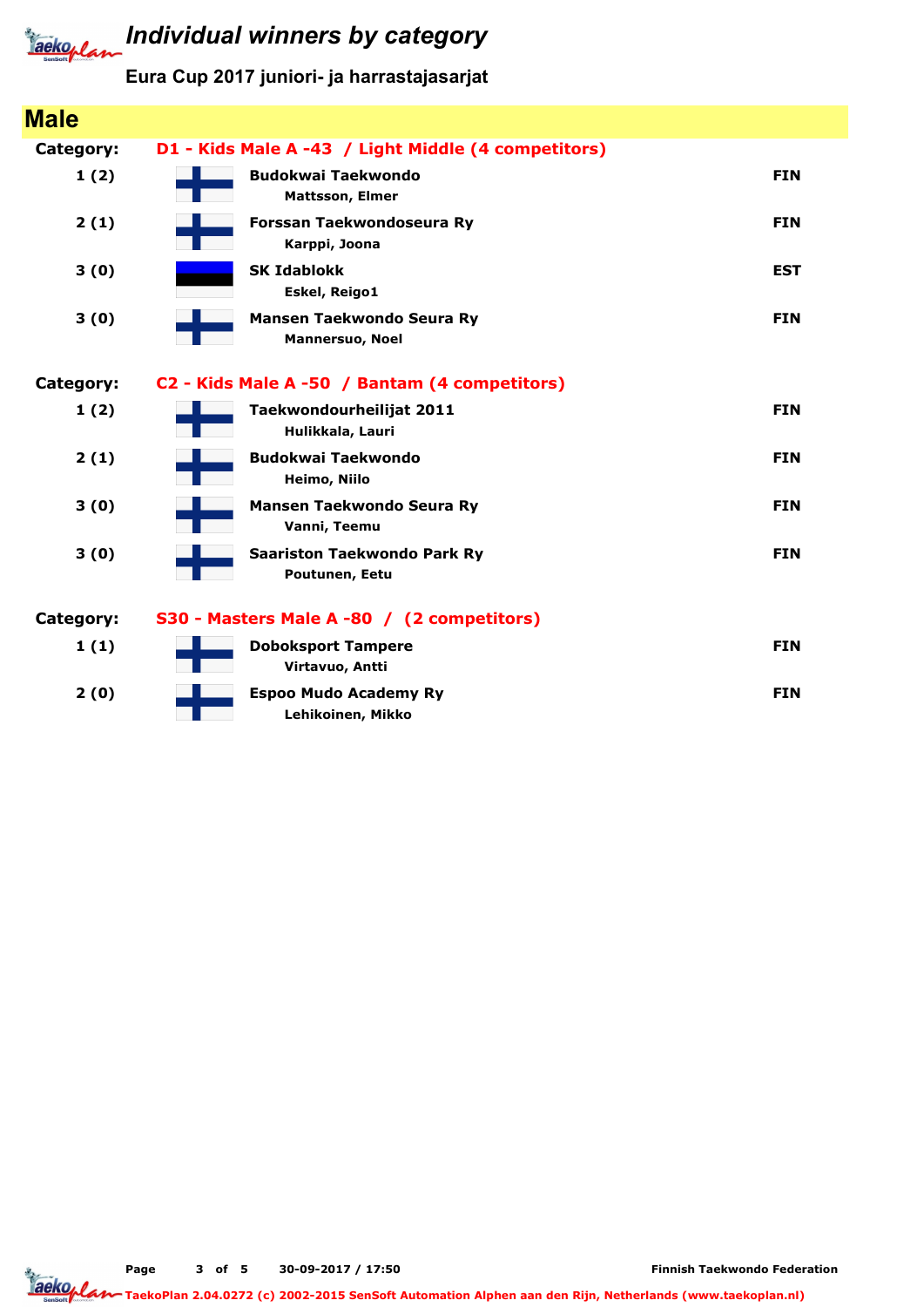# Individual winners by category

## Eura Cup 2017 juniori- ja harrastajasarjat

## Male

**Category: D1 - Kids Male A -43 / Light Middle (4 competitors)**

| Place | Club / Name | Country |
|---|---|---|
| 1 (2) | **Budokwai Taekwondo**<br>Mattsson, Elmer | FIN |
| 2 (1) | **Forssan Taekwondoseura Ry**<br>Karppi, Joona | FIN |
| 3 (0) | **SK Idablokk**<br>Eskel, Reigo1 | EST |
| 3 (0) | **Mansen Taekwondo Seura Ry**<br>Mannersuo, Noel | FIN |

**Category: C2 - Kids Male A -50 / Bantam (4 competitors)**

| Place | Club / Name | Country |
|---|---|---|
| 1 (2) | **Taekwondourheilijat 2011**<br>Hulikkala, Lauri | FIN |
| 2 (1) | **Budokwai Taekwondo**<br>Heimo, Niilo | FIN |
| 3 (0) | **Mansen Taekwondo Seura Ry**<br>Vanni, Teemu | FIN |
| 3 (0) | **Saariston Taekwondo Park Ry**<br>Poutunen, Eetu | FIN |

**Category: S30 - Masters Male A -80 / (2 competitors)**

| Place | Club / Name | Country |
|---|---|---|
| 1 (1) | **Doboksport Tampere**<br>Virtavuo, Antti | FIN |
| 2 (0) | **Espoo Mudo Academy Ry**<br>Lehikoinen, Mikko | FIN |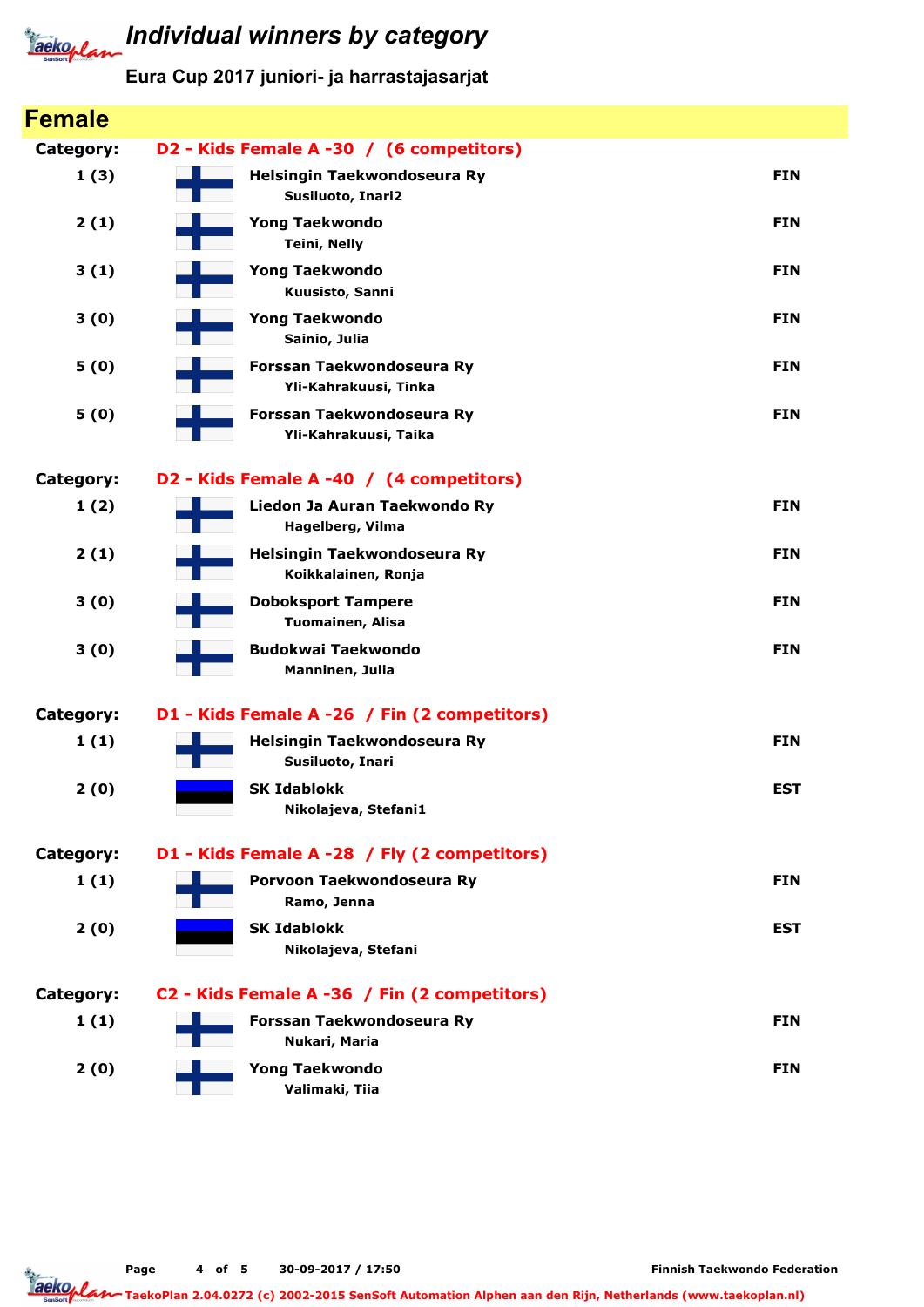# Individual winners by category

**Eura Cup 2017 juniori- ja harrastajasarjat**

## Female

**Category: D2 - Kids Female A -30 / (6 competitors)**

| Place | Club / Name | Country |
|---|---|---|
| 1 (3) | **Helsingin Taekwondoseura Ry** Susiluoto, Inari2 | FIN |
| 2 (1) | **Yong Taekwondo** Teini, Nelly | FIN |
| 3 (1) | **Yong Taekwondo** Kuusisto, Sanni | FIN |
| 3 (0) | **Yong Taekwondo** Sainio, Julia | FIN |
| 5 (0) | **Forssan Taekwondoseura Ry** Yli-Kahrakuusi, Tinka | FIN |
| 5 (0) | **Forssan Taekwondoseura Ry** Yli-Kahrakuusi, Taika | FIN |

**Category: D2 - Kids Female A -40 / (4 competitors)**

| Place | Club / Name | Country |
|---|---|---|
| 1 (2) | **Liedon Ja Auran Taekwondo Ry** Hagelberg, Vilma | FIN |
| 2 (1) | **Helsingin Taekwondoseura Ry** Koikkalainen, Ronja | FIN |
| 3 (0) | **Doboksport Tampere** Tuomainen, Alisa | FIN |
| 3 (0) | **Budokwai Taekwondo** Manninen, Julia | FIN |

**Category: D1 - Kids Female A -26 / Fin (2 competitors)**

| Place | Club / Name | Country |
|---|---|---|
| 1 (1) | **Helsingin Taekwondoseura Ry** Susiluoto, Inari | FIN |
| 2 (0) | **SK Idablokk** Nikolajeva, Stefani1 | EST |

**Category: D1 - Kids Female A -28 / Fly (2 competitors)**

| Place | Club / Name | Country |
|---|---|---|
| 1 (1) | **Porvoon Taekwondoseura Ry** Ramo, Jenna | FIN |
| 2 (0) | **SK Idablokk** Nikolajeva, Stefani | EST |

**Category: C2 - Kids Female A -36 / Fin (2 competitors)**

| Place | Club / Name | Country |
|---|---|---|
| 1 (1) | **Forssan Taekwondoseura Ry** Nukari, Maria | FIN |
| 2 (0) | **Yong Taekwondo** Valimaki, Tiia | FIN |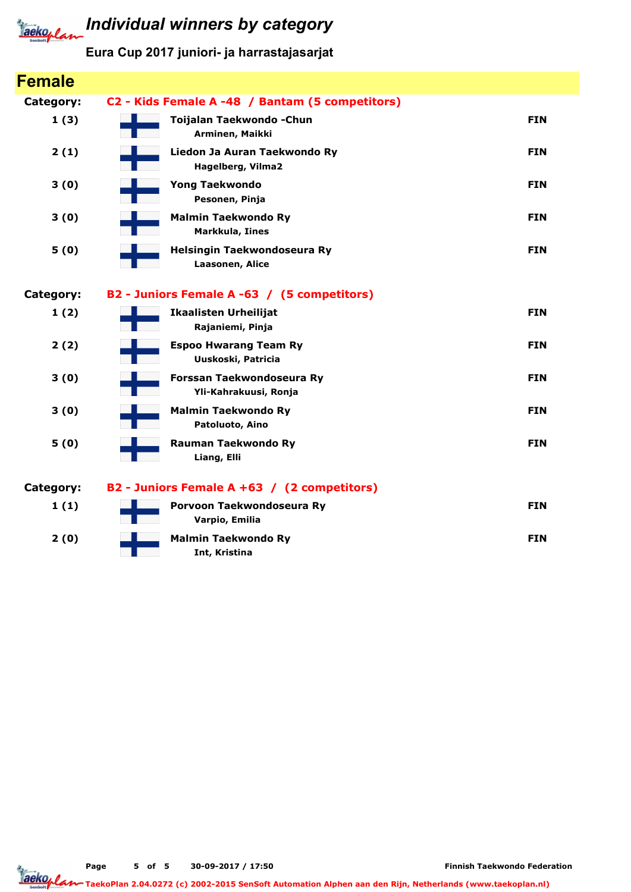# Individual winners by category

**Eura Cup 2017 juniori- ja harrastajasarjat**

## Female

**Category: C2 - Kids Female A -48 / Bantam (5 competitors)**

| Place | Club / Competitor | Country |
|---|---|---|
| 1 (3) | **Toijalan Taekwondo -Chun**<br>Arminen, Maikki | FIN |
| 2 (1) | **Liedon Ja Auran Taekwondo Ry**<br>Hagelberg, Vilma2 | FIN |
| 3 (0) | **Yong Taekwondo**<br>Pesonen, Pinja | FIN |
| 3 (0) | **Malmin Taekwondo Ry**<br>Markkula, Iines | FIN |
| 5 (0) | **Helsingin Taekwondoseura Ry**<br>Laasonen, Alice | FIN |

**Category: B2 - Juniors Female A -63 / (5 competitors)**

| Place | Club / Competitor | Country |
|---|---|---|
| 1 (2) | **Ikaalisten Urheilijat**<br>Rajaniemi, Pinja | FIN |
| 2 (2) | **Espoo Hwarang Team Ry**<br>Uuskoski, Patricia | FIN |
| 3 (0) | **Forssan Taekwondoseura Ry**<br>Yli-Kahrakuusi, Ronja | FIN |
| 3 (0) | **Malmin Taekwondo Ry**<br>Patoluoto, Aino | FIN |
| 5 (0) | **Rauman Taekwondo Ry**<br>Liang, Elli | FIN |

**Category: B2 - Juniors Female A +63 / (2 competitors)**

| Place | Club / Competitor | Country |
|---|---|---|
| 1 (1) | **Porvoon Taekwondoseura Ry**<br>Varpio, Emilia | FIN |
| 2 (0) | **Malmin Taekwondo Ry**<br>Int, Kristina | FIN |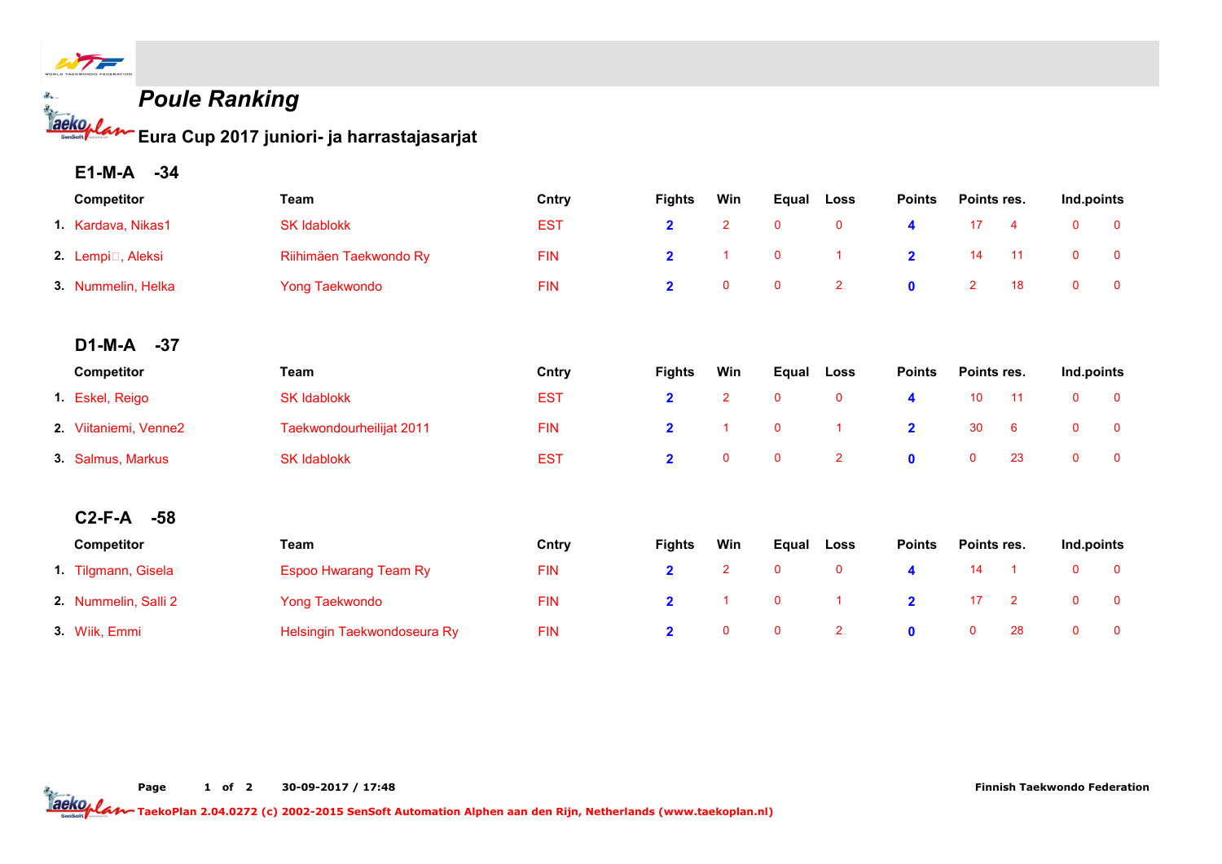# Poule Ranking

## Eura Cup 2017 juniori- ja harrastajasarjat

### E1-M-A -34

| | Competitor | Team | Cntry | Fights | Win | Equal | Loss | Points | Points res. | | Ind.points | |
|---|---|---|---|---|---|---|---|---|---|---|---|---|
| 1. | Kardava, Nikas1 | SK Idablokk | EST | 2 | 2 | 0 | 0 | 4 | 17 | 4 | 0 | 0 |
| 2. | Lempi□, Aleksi | Riihimäen Taekwondo Ry | FIN | 2 | 1 | 0 | 1 | 2 | 14 | 11 | 0 | 0 |
| 3. | Nummelin, Helka | Yong Taekwondo | FIN | 2 | 0 | 0 | 2 | 0 | 2 | 18 | 0 | 0 |

### D1-M-A -37

| | Competitor | Team | Cntry | Fights | Win | Equal | Loss | Points | Points res. | | Ind.points | |
|---|---|---|---|---|---|---|---|---|---|---|---|---|
| 1. | Eskel, Reigo | SK Idablokk | EST | 2 | 2 | 0 | 0 | 4 | 10 | 11 | 0 | 0 |
| 2. | Viitaniemi, Venne2 | Taekwondourheilijat 2011 | FIN | 2 | 1 | 0 | 1 | 2 | 30 | 6 | 0 | 0 |
| 3. | Salmus, Markus | SK Idablokk | EST | 2 | 0 | 0 | 2 | 0 | 0 | 23 | 0 | 0 |

### C2-F-A -58

| | Competitor | Team | Cntry | Fights | Win | Equal | Loss | Points | Points res. | | Ind.points | |
|---|---|---|---|---|---|---|---|---|---|---|---|---|
| 1. | Tilgmann, Gisela | Espoo Hwarang Team Ry | FIN | 2 | 2 | 0 | 0 | 4 | 14 | 1 | 0 | 0 |
| 2. | Nummelin, Salli 2 | Yong Taekwondo | FIN | 2 | 1 | 0 | 1 | 2 | 17 | 2 | 0 | 0 |
| 3. | Wiik, Emmi | Helsingin Taekwondoseura Ry | FIN | 2 | 0 | 0 | 2 | 0 | 0 | 28 | 0 | 0 |

30-09-2017 / 17:48 Finnish Taekwondo Federation

TaekoPlan 2.04.0272 (c) 2002-2015 SenSoft Automation Alphen aan den Rijn, Netherlands (www.taekoplan.nl)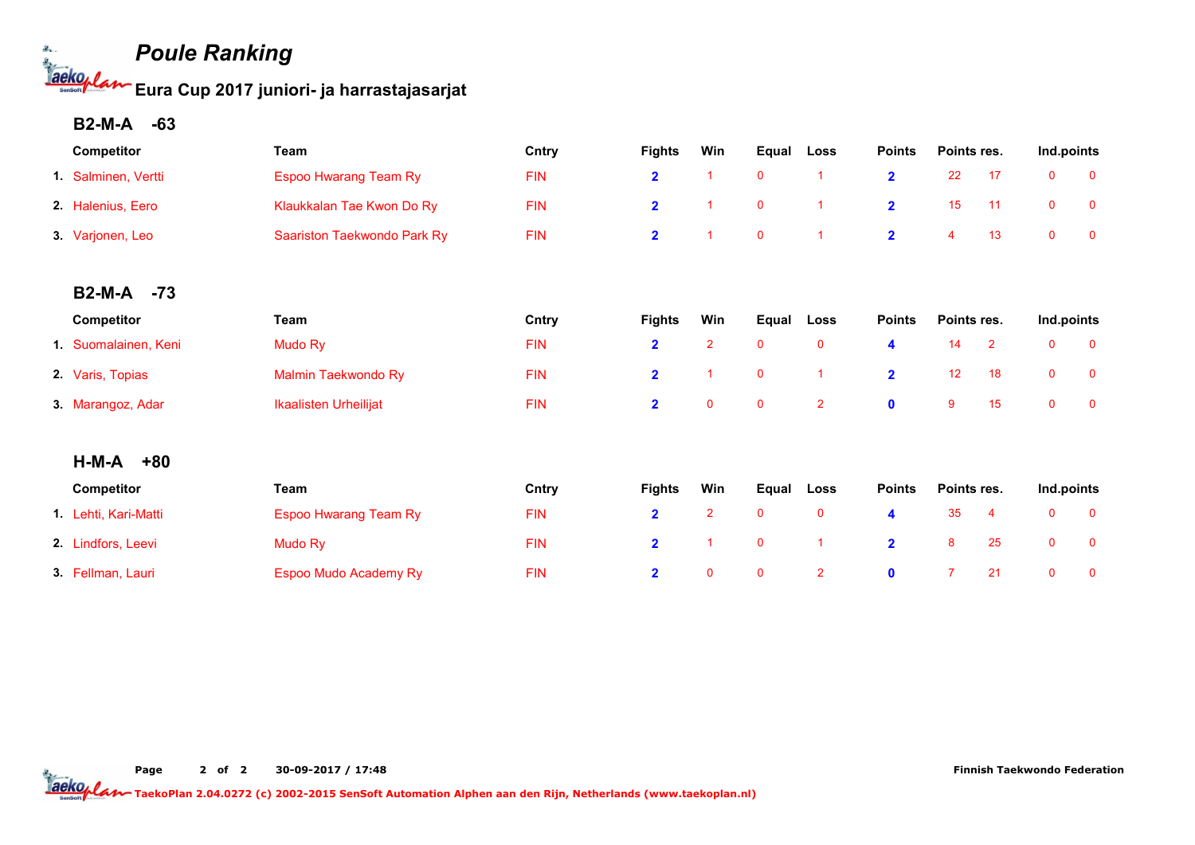# Poule Ranking

## Eura Cup 2017 juniori- ja harrastajasarjat

### B2-M-A -63

| | Competitor | Team | Cntry | Fights | Win | Equal | Loss | Points | Points res. | | Ind.points | |
|---|---|---|---|---|---|---|---|---|---|---|---|---|
| 1. | Salminen, Vertti | Espoo Hwarang Team Ry | FIN | 2 | 1 | 0 | 1 | 2 | 22 | 17 | 0 | 0 |
| 2. | Halenius, Eero | Klaukkalan Tae Kwon Do Ry | FIN | 2 | 1 | 0 | 1 | 2 | 15 | 11 | 0 | 0 |
| 3. | Varjonen, Leo | Saariston Taekwondo Park Ry | FIN | 2 | 1 | 0 | 1 | 2 | 4 | 13 | 0 | 0 |

### B2-M-A -73

| | Competitor | Team | Cntry | Fights | Win | Equal | Loss | Points | Points res. | | Ind.points | |
|---|---|---|---|---|---|---|---|---|---|---|---|---|
| 1. | Suomalainen, Keni | Mudo Ry | FIN | 2 | 2 | 0 | 0 | 4 | 14 | 2 | 0 | 0 |
| 2. | Varis, Topias | Malmin Taekwondo Ry | FIN | 2 | 1 | 0 | 1 | 2 | 12 | 18 | 0 | 0 |
| 3. | Marangoz, Adar | Ikaalisten Urheilijat | FIN | 2 | 0 | 0 | 2 | 0 | 9 | 15 | 0 | 0 |

### H-M-A +80

| | Competitor | Team | Cntry | Fights | Win | Equal | Loss | Points | Points res. | | Ind.points | |
|---|---|---|---|---|---|---|---|---|---|---|---|---|
| 1. | Lehti, Kari-Matti | Espoo Hwarang Team Ry | FIN | 2 | 2 | 0 | 0 | 4 | 35 | 4 | 0 | 0 |
| 2. | Lindfors, Leevi | Mudo Ry | FIN | 2 | 1 | 0 | 1 | 2 | 8 | 25 | 0 | 0 |
| 3. | Fellman, Lauri | Espoo Mudo Academy Ry | FIN | 2 | 0 | 0 | 2 | 0 | 7 | 21 | 0 | 0 |